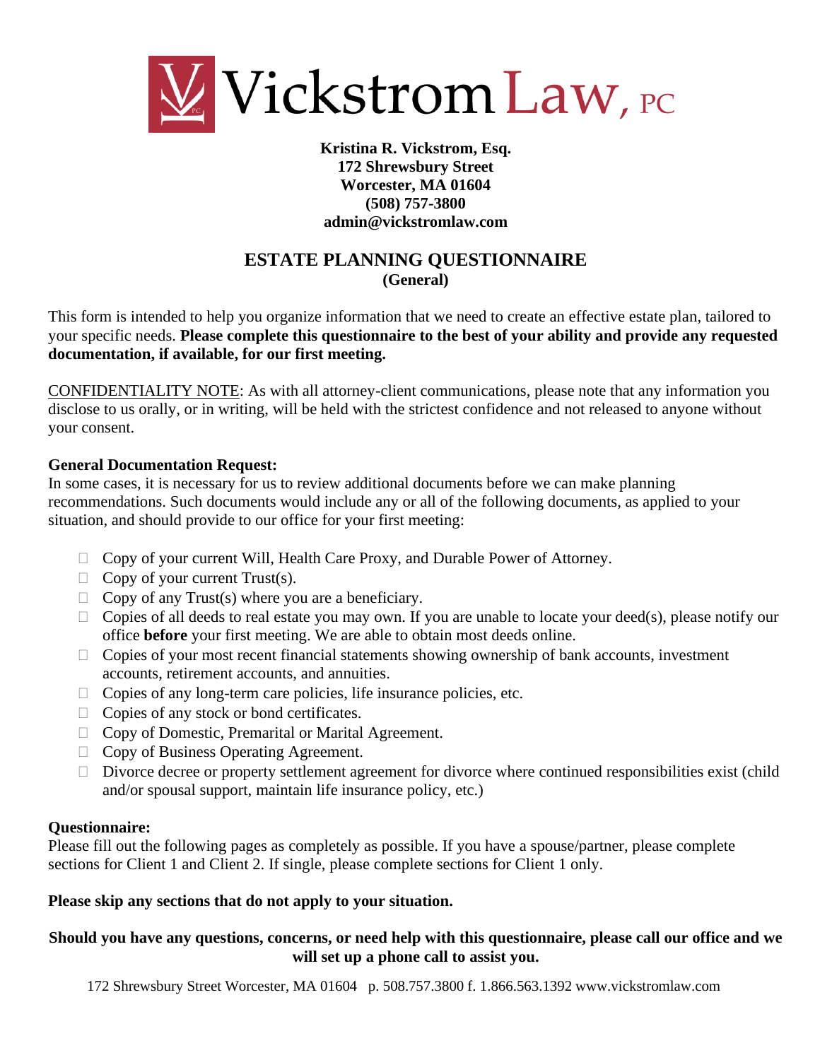# Vickstrom Law, PC

**Kristina R. Vickstrom, Esq.**
**172 Shrewsbury Street**
**Worcester, MA 01604**
**(508) 757-3800**
**admin@vickstromlaw.com**

## ESTATE PLANNING QUESTIONNAIRE
**(General)**

This form is intended to help you organize information that we need to create an effective estate plan, tailored to your specific needs. **Please complete this questionnaire to the best of your ability and provide any requested documentation, if available, for our first meeting.**

CONFIDENTIALITY NOTE: As with all attorney-client communications, please note that any information you disclose to us orally, or in writing, will be held with the strictest confidence and not released to anyone without your consent.

**General Documentation Request:**
In some cases, it is necessary for us to review additional documents before we can make planning recommendations. Such documents would include any or all of the following documents, as applied to your situation, and should provide to our office for your first meeting:

- ☐ Copy of your current Will, Health Care Proxy, and Durable Power of Attorney.
- ☐ Copy of your current Trust(s).
- ☐ Copy of any Trust(s) where you are a beneficiary.
- ☐ Copies of all deeds to real estate you may own. If you are unable to locate your deed(s), please notify our office **before** your first meeting. We are able to obtain most deeds online.
- ☐ Copies of your most recent financial statements showing ownership of bank accounts, investment accounts, retirement accounts, and annuities.
- ☐ Copies of any long-term care policies, life insurance policies, etc.
- ☐ Copies of any stock or bond certificates.
- ☐ Copy of Domestic, Premarital or Marital Agreement.
- ☐ Copy of Business Operating Agreement.
- ☐ Divorce decree or property settlement agreement for divorce where continued responsibilities exist (child and/or spousal support, maintain life insurance policy, etc.)

**Questionnaire:**
Please fill out the following pages as completely as possible. If you have a spouse/partner, please complete sections for Client 1 and Client 2. If single, please complete sections for Client 1 only.

**Please skip any sections that do not apply to your situation.**

**Should you have any questions, concerns, or need help with this questionnaire, please call our office and we will set up a phone call to assist you.**

172 Shrewsbury Street Worcester, MA 01604 p. 508.757.3800 f. 1.866.563.1392 www.vickstromlaw.com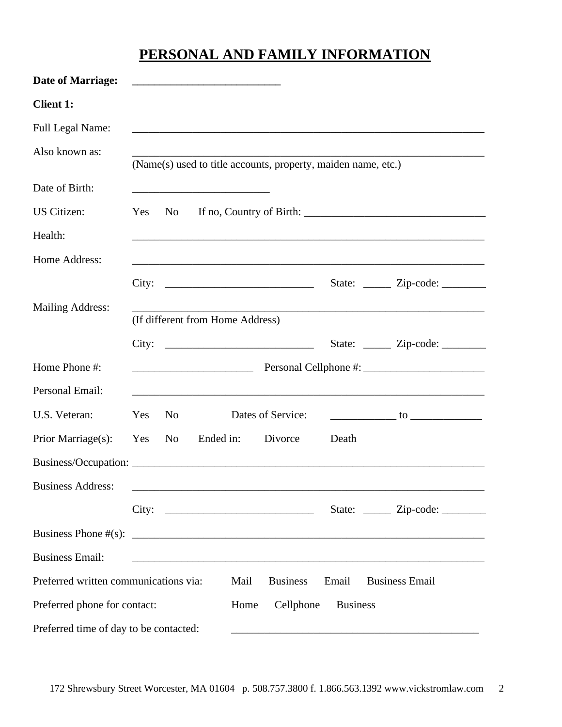# PERSONAL AND FAMILY INFORMATION

**Date of Marriage:** ___________________________

**Client 1:**

Full Legal Name: _________________________________________________________________

Also known as: _________________________________________________________________
(Name(s) used to title accounts, property, maiden name, etc.)

Date of Birth: _________________________

US Citizen: Yes No If no, Country of Birth: _________________________________

Health: _________________________________________________________________

Home Address: _________________________________________________________________

City: ___________________________ State: _____ Zip-code: ________

Mailing Address: _________________________________________________________________
(If different from Home Address)

City: ___________________________ State: _____ Zip-code: ________

Home Phone #: ______________________ Personal Cellphone #: ______________________

Personal Email: _________________________________________________________________

U.S. Veteran: Yes No Dates of Service: ____________ to _____________

Prior Marriage(s): Yes No Ended in: Divorce Death

Business/Occupation: _________________________________________________________________

Business Address: _________________________________________________________________

City: ___________________________ State: _____ Zip-code: ________

Business Phone #(s): _________________________________________________________________

Business Email: _________________________________________________________________

Preferred written communications via: Mail Business Email Business Email

Preferred phone for contact: Home Cellphone Business

Preferred time of day to be contacted: ______________________________________________

172 Shrewsbury Street Worcester, MA 01604 p. 508.757.3800 f. 1.866.563.1392 www.vickstromlaw.com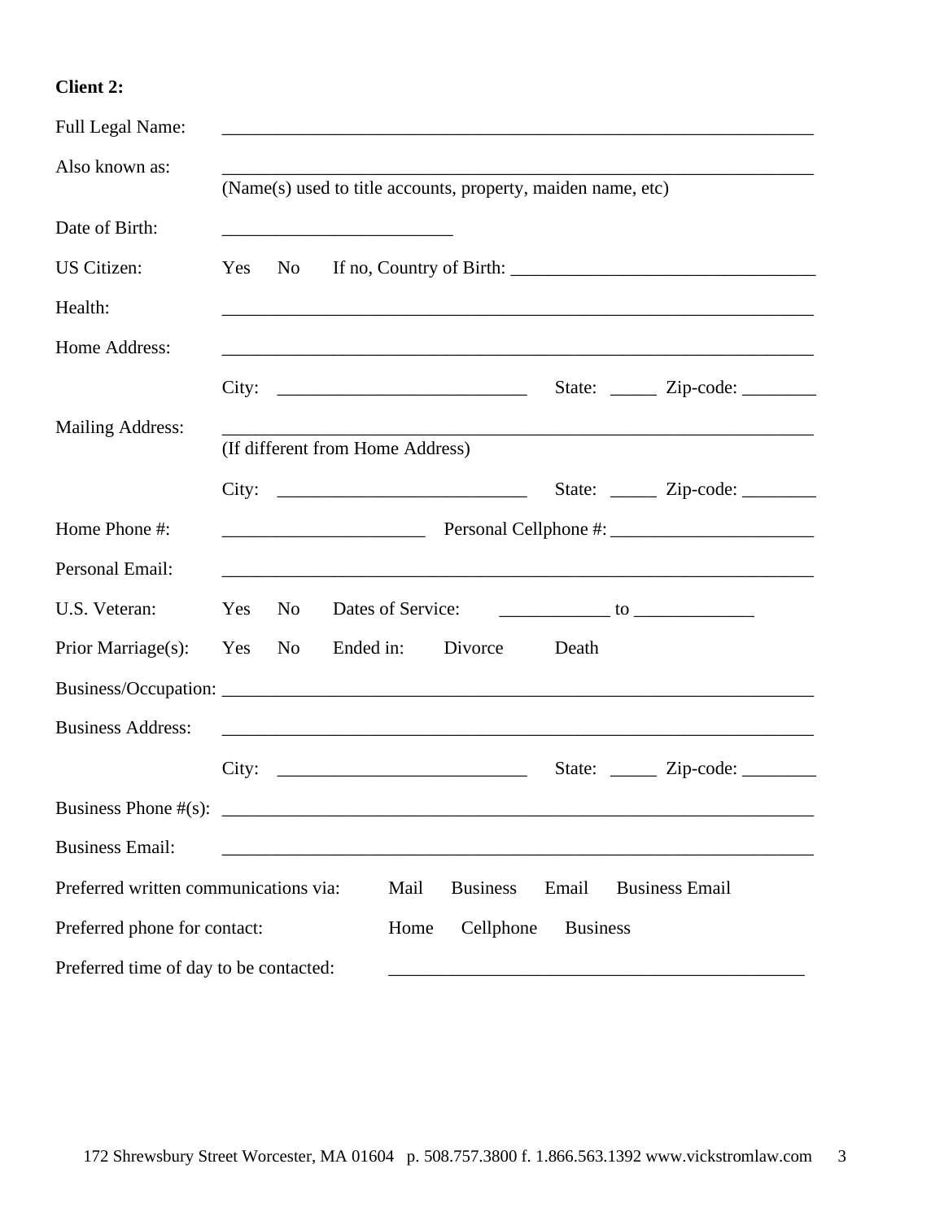**Client 2:**

Full Legal Name: _______________________________________________________________

Also known as: _______________________________________________________________
(Name(s) used to title accounts, property, maiden name, etc)

Date of Birth: _________________________

US Citizen: Yes No If no, Country of Birth: _________________________________

Health: _______________________________________________________________

Home Address: _______________________________________________________________

City: ___________________________ State: _____ Zip-code: ________

Mailing Address: _______________________________________________________________
(If different from Home Address)

City: ___________________________ State: _____ Zip-code: ________

Home Phone #: ______________________ Personal Cellphone #: ______________________

Personal Email: _______________________________________________________________

U.S. Veteran: Yes No Dates of Service: ____________ to _____________

Prior Marriage(s): Yes No Ended in: Divorce Death

Business/Occupation: _______________________________________________________________

Business Address: _______________________________________________________________

City: ___________________________ State: _____ Zip-code: ________

Business Phone #(s): _______________________________________________________________

Business Email: _______________________________________________________________

Preferred written communications via: Mail Business Email Business Email

Preferred phone for contact: Home Cellphone Business

Preferred time of day to be contacted: _____________________________________________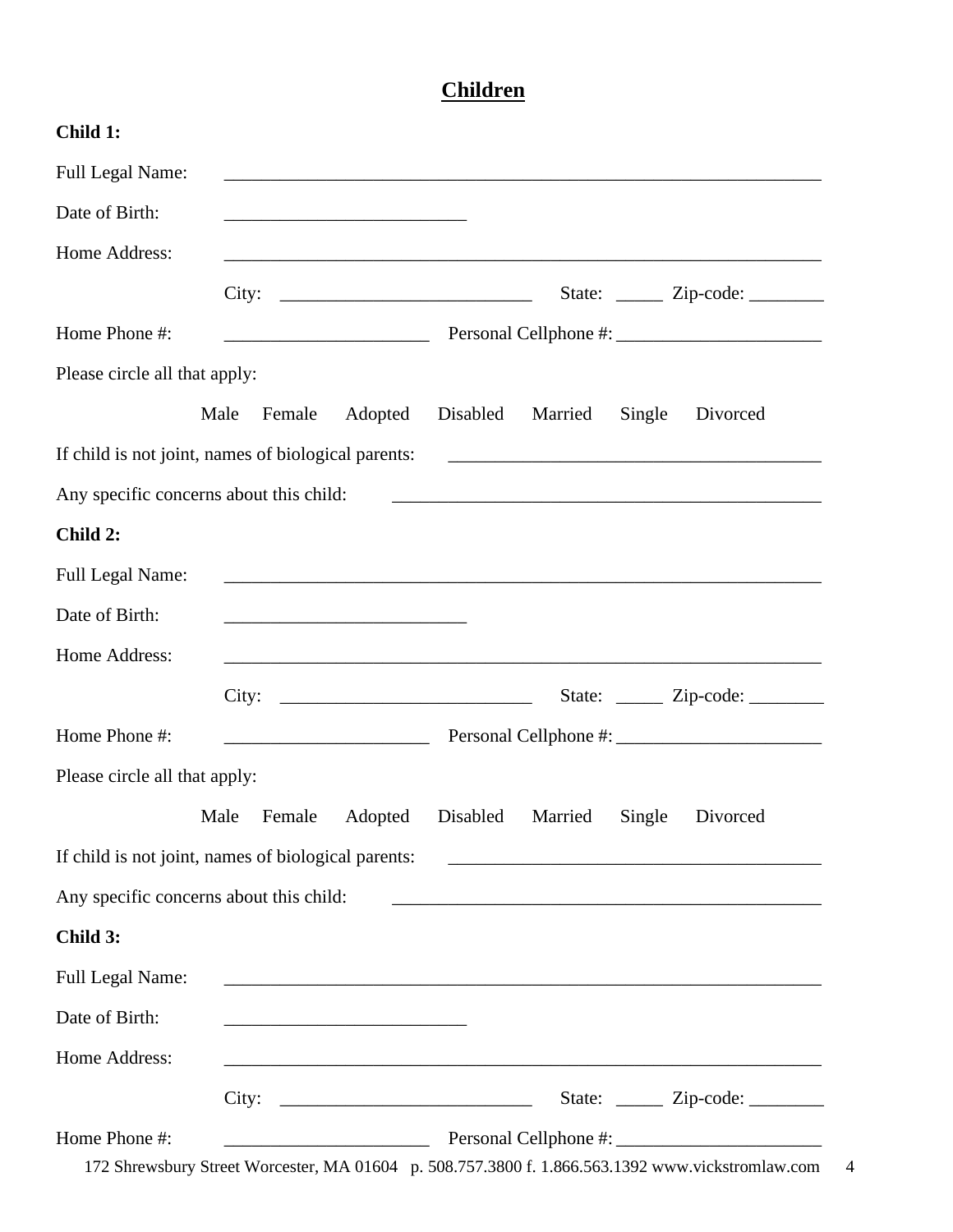# Children

**Child 1:**

Full Legal Name: ____________________________________________________________

Date of Birth: ___________________________

Home Address: ____________________________________________________________

City: ____________________________ State: _____ Zip-code: ________

Home Phone #: ______________________ Personal Cellphone #: ______________________

Please circle all that apply:

Male Female Adopted Disabled Married Single Divorced

If child is not joint, names of biological parents: ________________________________________

Any specific concerns about this child: ______________________________________________

**Child 2:**

Full Legal Name: ____________________________________________________________

Date of Birth: ___________________________

Home Address: ____________________________________________________________

City: ____________________________ State: _____ Zip-code: ________

Home Phone #: ______________________ Personal Cellphone #: ______________________

Please circle all that apply:

Male Female Adopted Disabled Married Single Divorced

If child is not joint, names of biological parents: ________________________________________

Any specific concerns about this child: ______________________________________________

**Child 3:**

Full Legal Name: ____________________________________________________________

Date of Birth: ___________________________

Home Address: ____________________________________________________________

City: ____________________________ State: _____ Zip-code: ________

Home Phone #: ______________________ Personal Cellphone #: ______________________

172 Shrewsbury Street Worcester, MA 01604 p. 508.757.3800 f. 1.866.563.1392 www.vickstromlaw.com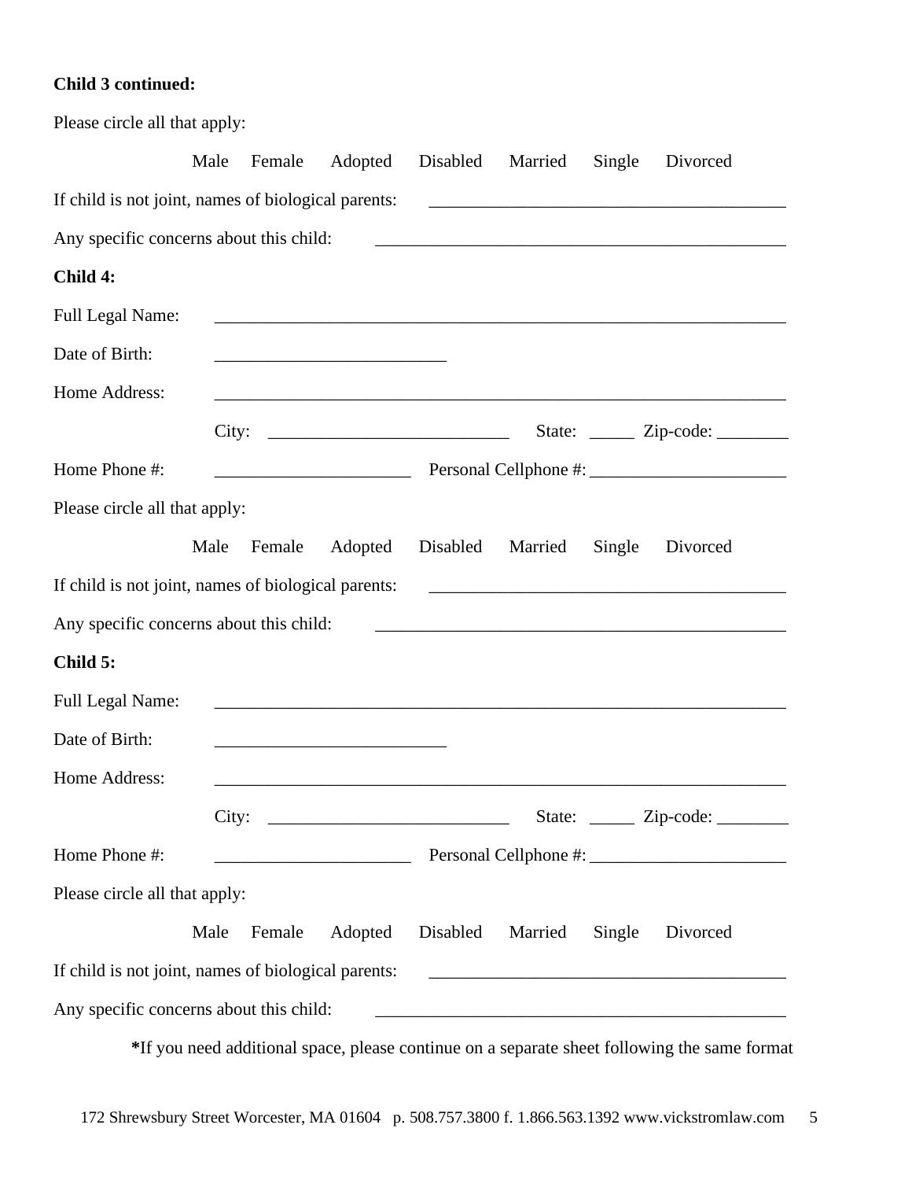**Child 3 continued:**

Please circle all that apply:

Male Female Adopted Disabled Married Single Divorced

If child is not joint, names of biological parents: ________________________________________

Any specific concerns about this child: ________________________________________________

**Child 4:**

Full Legal Name: ________________________________________________________________

Date of Birth: __________________________

Home Address: ________________________________________________________________

City: ___________________________ State: _____ Zip-code: ________

Home Phone #: ______________________ Personal Cellphone #: ______________________

Please circle all that apply:

Male Female Adopted Disabled Married Single Divorced

If child is not joint, names of biological parents: ________________________________________

Any specific concerns about this child: ________________________________________________

**Child 5:**

Full Legal Name: ________________________________________________________________

Date of Birth: __________________________

Home Address: ________________________________________________________________

City: ___________________________ State: _____ Zip-code: ________

Home Phone #: ______________________ Personal Cellphone #: ______________________

Please circle all that apply:

Male Female Adopted Disabled Married Single Divorced

If child is not joint, names of biological parents: ________________________________________

Any specific concerns about this child: ________________________________________________

**\***If you need additional space, please continue on a separate sheet following the same format

172 Shrewsbury Street Worcester, MA 01604 p. 508.757.3800 f. 1.866.563.1392 www.vickstromlaw.com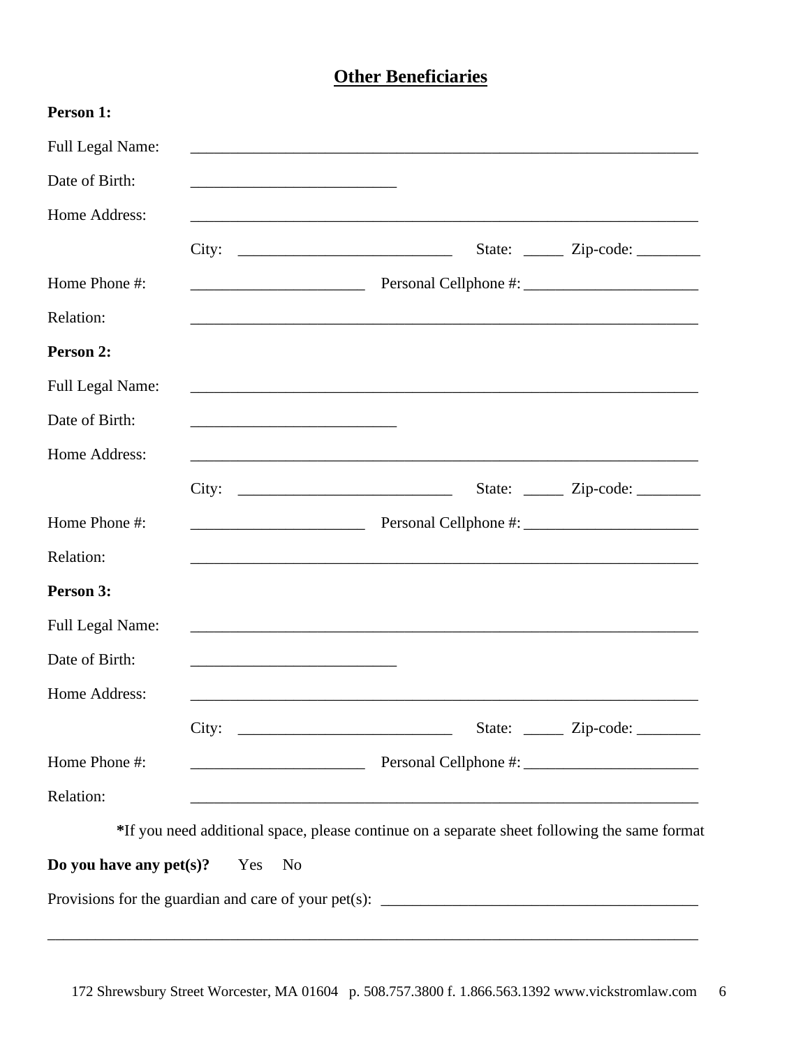## Other Beneficiaries

**Person 1:**

Full Legal Name: ____________________________________________________________________

Date of Birth: ___________________________

Home Address: ____________________________________________________________________

City: ____________________________ State: _____ Zip-code: ________

Home Phone #: ______________________ Personal Cellphone #: ______________________

Relation: ____________________________________________________________________

**Person 2:**

Full Legal Name: ____________________________________________________________________

Date of Birth: ___________________________

Home Address: ____________________________________________________________________

City: ____________________________ State: _____ Zip-code: ________

Home Phone #: ______________________ Personal Cellphone #: ______________________

Relation: ____________________________________________________________________

**Person 3:**

Full Legal Name: ____________________________________________________________________

Date of Birth: ___________________________

Home Address: ____________________________________________________________________

City: ____________________________ State: _____ Zip-code: ________

Home Phone #: ______________________ Personal Cellphone #: ______________________

Relation: ____________________________________________________________________

**\***If you need additional space, please continue on a separate sheet following the same format

**Do you have any pet(s)?** Yes No

Provisions for the guardian and care of your pet(s): ________________________________________

____________________________________________________________________________________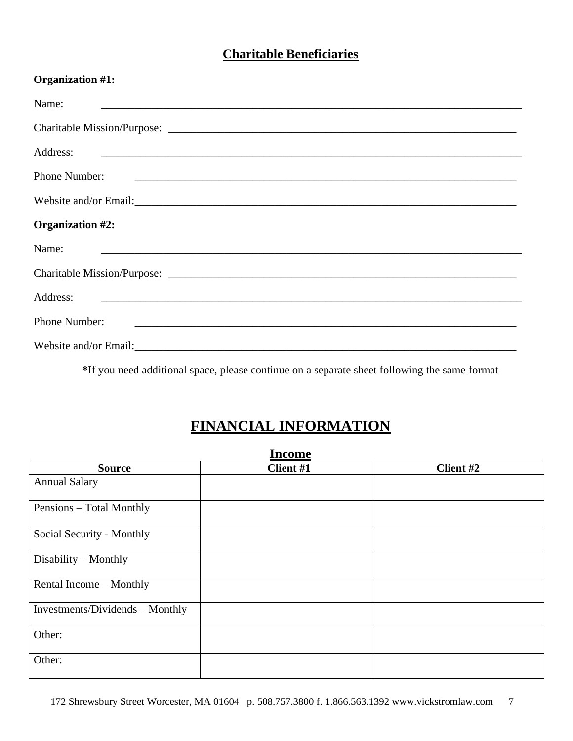## Charitable Beneficiaries

**Organization #1:**

Name: ___________________________________________________________________________

Charitable Mission/Purpose: _________________________________________________________________

Address: ___________________________________________________________________________

Phone Number: _______________________________________________________________________

Website and/or Email:___________________________________________________________________

**Organization #2:**

Name: ___________________________________________________________________________

Charitable Mission/Purpose: _________________________________________________________________

Address: ___________________________________________________________________________

Phone Number: _______________________________________________________________________

Website and/or Email:___________________________________________________________________

**\***If you need additional space, please continue on a separate sheet following the same format

# FINANCIAL INFORMATION

## Income

| Source | Client #1 | Client #2 |
|---|---|---|
| Annual Salary | | |
| Pensions – Total Monthly | | |
| Social Security - Monthly | | |
| Disability – Monthly | | |
| Rental Income – Monthly | | |
| Investments/Dividends – Monthly | | |
| Other: | | |
| Other: | | |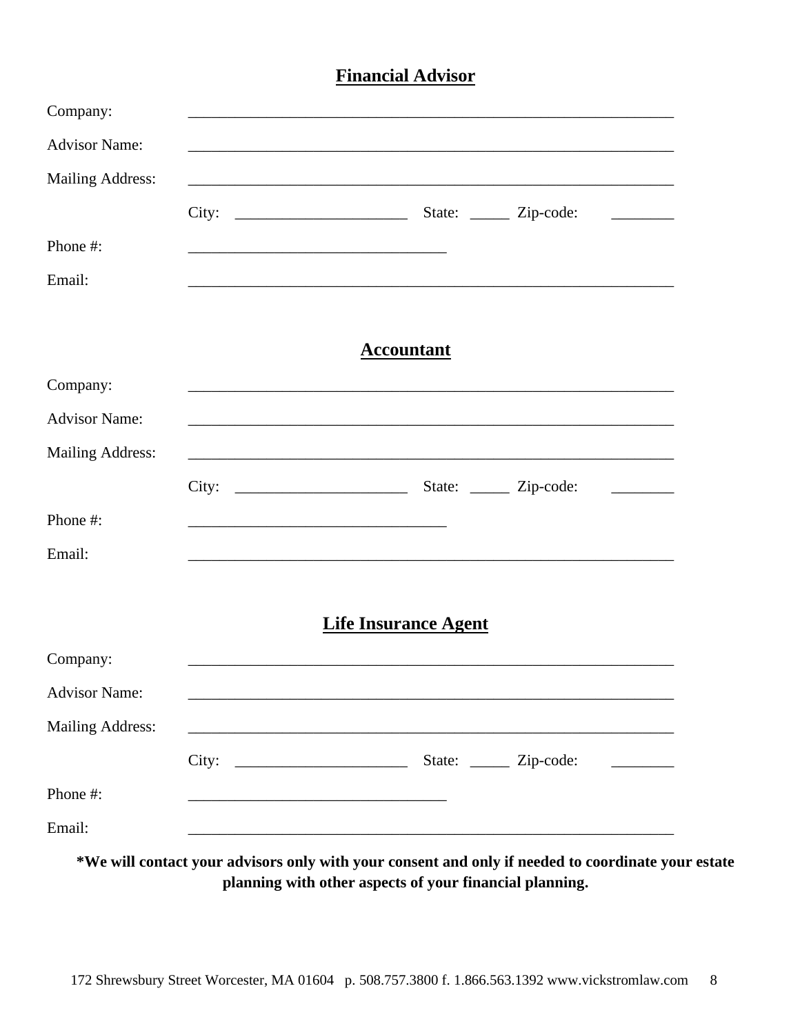## **Financial Advisor**

Company: ______________________________________________________________

Advisor Name: ______________________________________________________________

Mailing Address: ______________________________________________________________

City: ______________________ State: _____ Zip-code: ________

Phone #: _________________________________

Email: ______________________________________________________________

## **Accountant**

Company: ______________________________________________________________

Advisor Name: ______________________________________________________________

Mailing Address: ______________________________________________________________

City: ______________________ State: _____ Zip-code: ________

Phone #: _________________________________

Email: ______________________________________________________________

## **Life Insurance Agent**

Company: ______________________________________________________________

Advisor Name: ______________________________________________________________

Mailing Address: ______________________________________________________________

City: ______________________ State: _____ Zip-code: ________

Phone #: _________________________________

Email: ______________________________________________________________

**\*We will contact your advisors only with your consent and only if needed to coordinate your estate planning with other aspects of your financial planning.**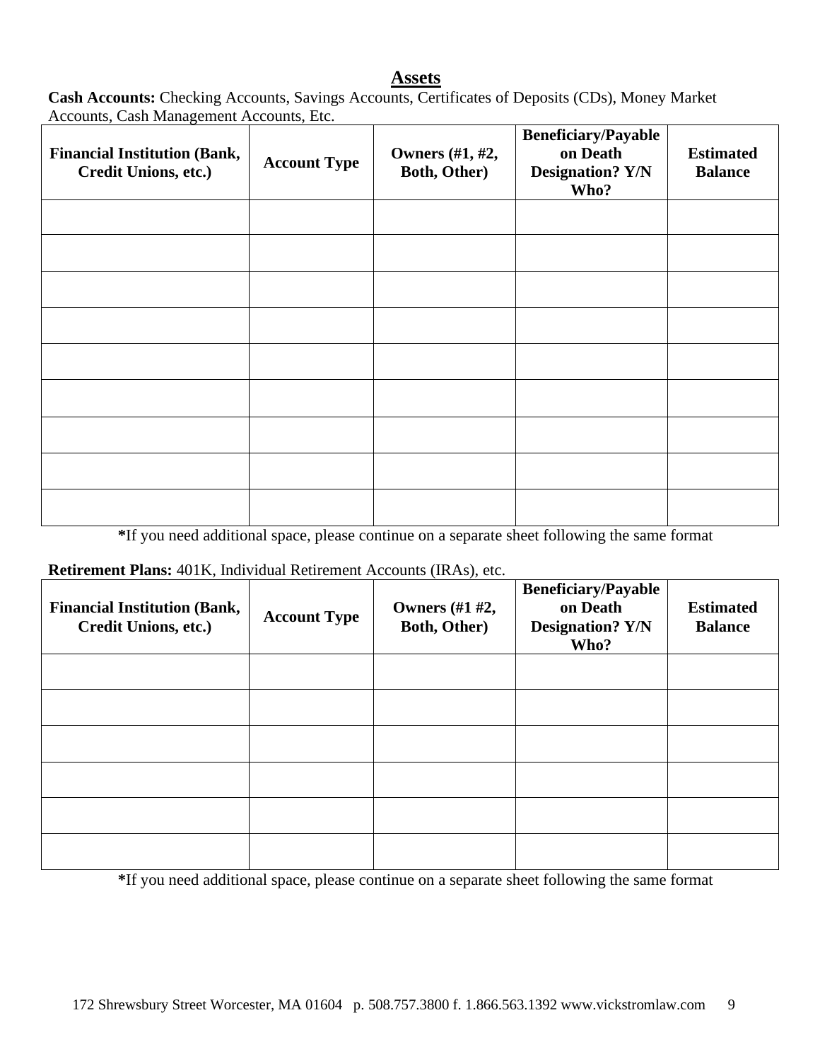# Assets

**Cash Accounts:** Checking Accounts, Savings Accounts, Certificates of Deposits (CDs), Money Market Accounts, Cash Management Accounts, Etc.

| Financial Institution (Bank, Credit Unions, etc.) | Account Type | Owners (#1, #2, Both, Other) | Beneficiary/Payable on Death Designation? Y/N Who? | Estimated Balance |
| --- | --- | --- | --- | --- |
| | | | | |
| | | | | |
| | | | | |
| | | | | |
| | | | | |
| | | | | |
| | | | | |
| | | | | |
| | | | | |

**\***If you need additional space, please continue on a separate sheet following the same format

**Retirement Plans:** 401K, Individual Retirement Accounts (IRAs), etc.

| Financial Institution (Bank, Credit Unions, etc.) | Account Type | Owners (#1 #2, Both, Other) | Beneficiary/Payable on Death Designation? Y/N Who? | Estimated Balance |
| --- | --- | --- | --- | --- |
| | | | | |
| | | | | |
| | | | | |
| | | | | |
| | | | | |
| | | | | |

**\***If you need additional space, please continue on a separate sheet following the same format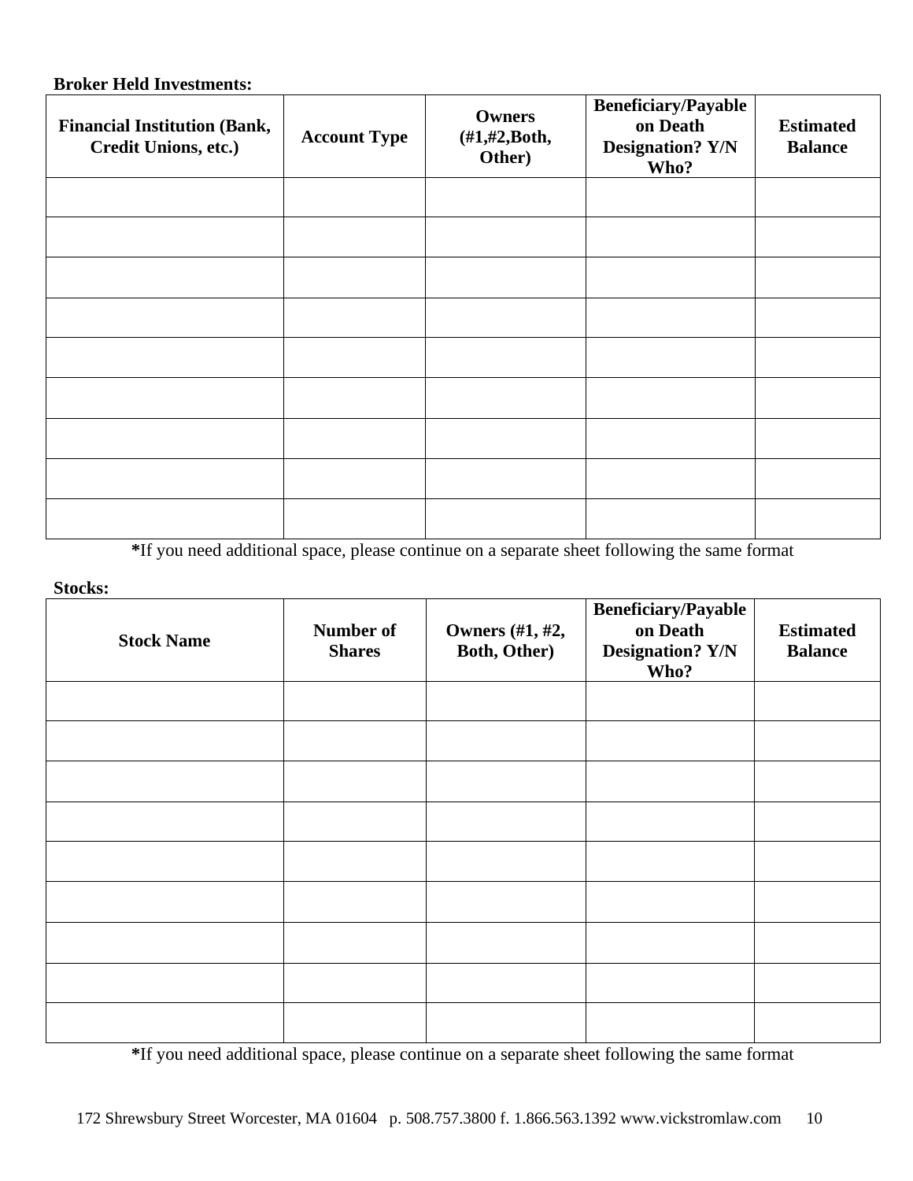**Broker Held Investments:**

| Financial Institution (Bank, Credit Unions, etc.) | Account Type | Owners (#1,#2,Both, Other) | Beneficiary/Payable on Death Designation? Y/N Who? | Estimated Balance |
|---|---|---|---|---|
| | | | | |
| | | | | |
| | | | | |
| | | | | |
| | | | | |
| | | | | |
| | | | | |
| | | | | |
| | | | | |

**\***If you need additional space, please continue on a separate sheet following the same format

**Stocks:**

| Stock Name | Number of Shares | Owners (#1, #2, Both, Other) | Beneficiary/Payable on Death Designation? Y/N Who? | Estimated Balance |
|---|---|---|---|---|
| | | | | |
| | | | | |
| | | | | |
| | | | | |
| | | | | |
| | | | | |
| | | | | |
| | | | | |
| | | | | |

**\***If you need additional space, please continue on a separate sheet following the same format

172 Shrewsbury Street Worcester, MA 01604 p. 508.757.3800 f. 1.866.563.1392 www.vickstromlaw.com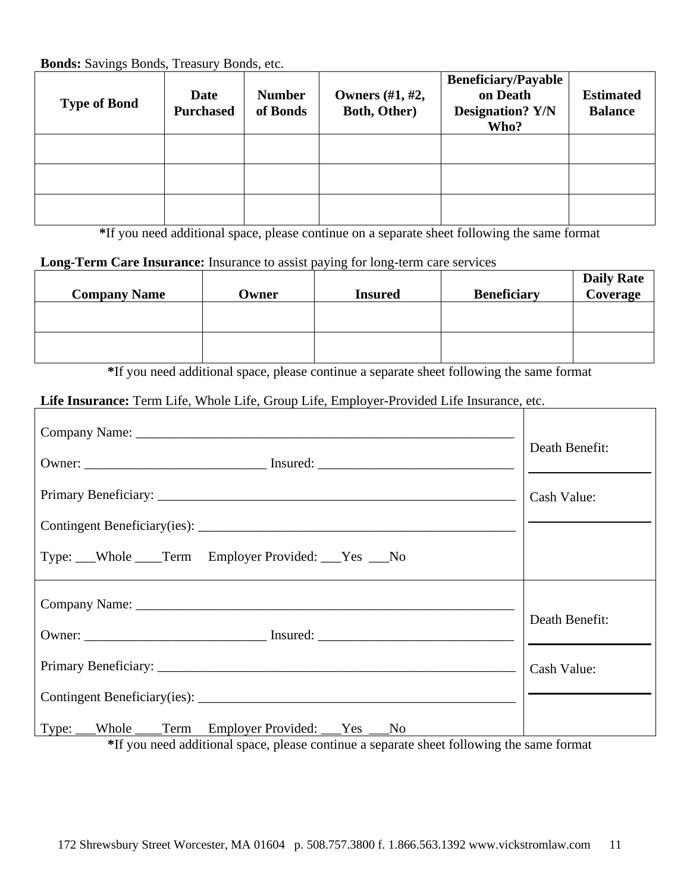**Bonds:** Savings Bonds, Treasury Bonds, etc.

| Type of Bond | Date Purchased | Number of Bonds | Owners (#1, #2, Both, Other) | Beneficiary/Payable on Death Designation? Y/N Who? | Estimated Balance |
|---|---|---|---|---|---|
| | | | | | |
| | | | | | |
| | | | | | |

**\***If you need additional space, please continue on a separate sheet following the same format

**Long-Term Care Insurance:** Insurance to assist paying for long-term care services

| Company Name | Owner | Insured | Beneficiary | Daily Rate Coverage |
|---|---|---|---|---|
| | | | | |
| | | | | |

**\***If you need additional space, please continue a separate sheet following the same format

**Life Insurance:** Term Life, Whole Life, Group Life, Employer-Provided Life Insurance, etc.

| | |
|---|---|
| Company Name: ______________________________<br>Owner: ______________ Insured: ______________<br>Primary Beneficiary: __________________________<br>Contingent Beneficiary(ies): ____________________<br>Type: ___Whole ____Term Employer Provided: ___Yes ___No | Death Benefit: ________<br>Cash Value: ________ |
| Company Name: ______________________________<br>Owner: ______________ Insured: ______________<br>Primary Beneficiary: __________________________<br>Contingent Beneficiary(ies): ____________________<br>Type: ___Whole ____Term Employer Provided: ___Yes ___No | Death Benefit: ________<br>Cash Value: ________ |

**\***If you need additional space, please continue a separate sheet following the same format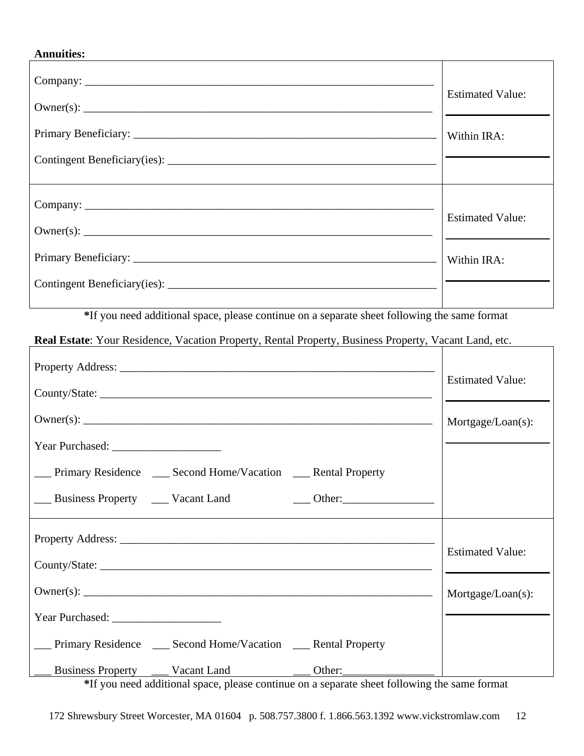**Annuities:**

| | |
|---|---|
| Company: \_\_\_\_\_\_\_\_\_\_\_\_\_\_\_\_\_\_\_\_\_\_\_\_\_\_\_\_\_\_\_\_\_\_\_\_\_\_\_\_<br>Owner(s): \_\_\_\_\_\_\_\_\_\_\_\_\_\_\_\_\_\_\_\_\_\_\_\_\_\_\_\_\_\_\_\_\_\_\_\_\_\_\_\_<br>Primary Beneficiary: \_\_\_\_\_\_\_\_\_\_\_\_\_\_\_\_\_\_\_\_\_\_\_\_\_\_\_\_\_\_\_\_<br>Contingent Beneficiary(ies): \_\_\_\_\_\_\_\_\_\_\_\_\_\_\_\_\_\_\_\_\_\_\_\_\_\_\_\_ | Estimated Value: \_\_\_\_\_\_\_\_\_\_<br>Within IRA: \_\_\_\_\_\_\_\_\_\_ |
| Company: \_\_\_\_\_\_\_\_\_\_\_\_\_\_\_\_\_\_\_\_\_\_\_\_\_\_\_\_\_\_\_\_\_\_\_\_\_\_\_\_<br>Owner(s): \_\_\_\_\_\_\_\_\_\_\_\_\_\_\_\_\_\_\_\_\_\_\_\_\_\_\_\_\_\_\_\_\_\_\_\_\_\_\_\_<br>Primary Beneficiary: \_\_\_\_\_\_\_\_\_\_\_\_\_\_\_\_\_\_\_\_\_\_\_\_\_\_\_\_\_\_\_\_<br>Contingent Beneficiary(ies): \_\_\_\_\_\_\_\_\_\_\_\_\_\_\_\_\_\_\_\_\_\_\_\_\_\_\_\_ | Estimated Value: \_\_\_\_\_\_\_\_\_\_<br>Within IRA: \_\_\_\_\_\_\_\_\_\_ |

**\***If you need additional space, please continue on a separate sheet following the same format

**Real Estate**: Your Residence, Vacation Property, Rental Property, Business Property, Vacant Land, etc.

| | |
|---|---|
| Property Address: \_\_\_\_\_\_\_\_\_\_\_\_\_\_\_\_\_\_\_\_\_\_\_\_\_\_\_\_\_\_\_\_\_\_<br>County/State: \_\_\_\_\_\_\_\_\_\_\_\_\_\_\_\_\_\_\_\_\_\_\_\_\_\_\_\_\_\_\_\_\_\_\_\_\_<br>Owner(s): \_\_\_\_\_\_\_\_\_\_\_\_\_\_\_\_\_\_\_\_\_\_\_\_\_\_\_\_\_\_\_\_\_\_\_\_\_\_\_\_<br>Year Purchased: \_\_\_\_\_\_\_\_\_\_\_\_\_\_\_\_\_\_\_<br>\_\_\_ Primary Residence \_\_\_ Second Home/Vacation \_\_\_ Rental Property<br>\_\_\_ Business Property \_\_\_ Vacant Land \_\_\_ Other:\_\_\_\_\_\_\_\_\_\_\_\_\_\_\_\_ | Estimated Value: \_\_\_\_\_\_\_\_\_\_<br>Mortgage/Loan(s): \_\_\_\_\_\_\_\_\_\_ |
| Property Address: \_\_\_\_\_\_\_\_\_\_\_\_\_\_\_\_\_\_\_\_\_\_\_\_\_\_\_\_\_\_\_\_\_\_<br>County/State: \_\_\_\_\_\_\_\_\_\_\_\_\_\_\_\_\_\_\_\_\_\_\_\_\_\_\_\_\_\_\_\_\_\_\_\_\_<br>Owner(s): \_\_\_\_\_\_\_\_\_\_\_\_\_\_\_\_\_\_\_\_\_\_\_\_\_\_\_\_\_\_\_\_\_\_\_\_\_\_\_\_<br>Year Purchased: \_\_\_\_\_\_\_\_\_\_\_\_\_\_\_\_\_\_\_<br>\_\_\_ Primary Residence \_\_\_ Second Home/Vacation \_\_\_ Rental Property<br>\_\_\_ Business Property \_\_\_ Vacant Land \_\_\_ Other:\_\_\_\_\_\_\_\_\_\_\_\_\_\_\_\_ | Estimated Value: \_\_\_\_\_\_\_\_\_\_<br>Mortgage/Loan(s): \_\_\_\_\_\_\_\_\_\_ |

**\***If you need additional space, please continue on a separate sheet following the same format

172 Shrewsbury Street Worcester, MA 01604 p. 508.757.3800 f. 1.866.563.1392 www.vickstromlaw.com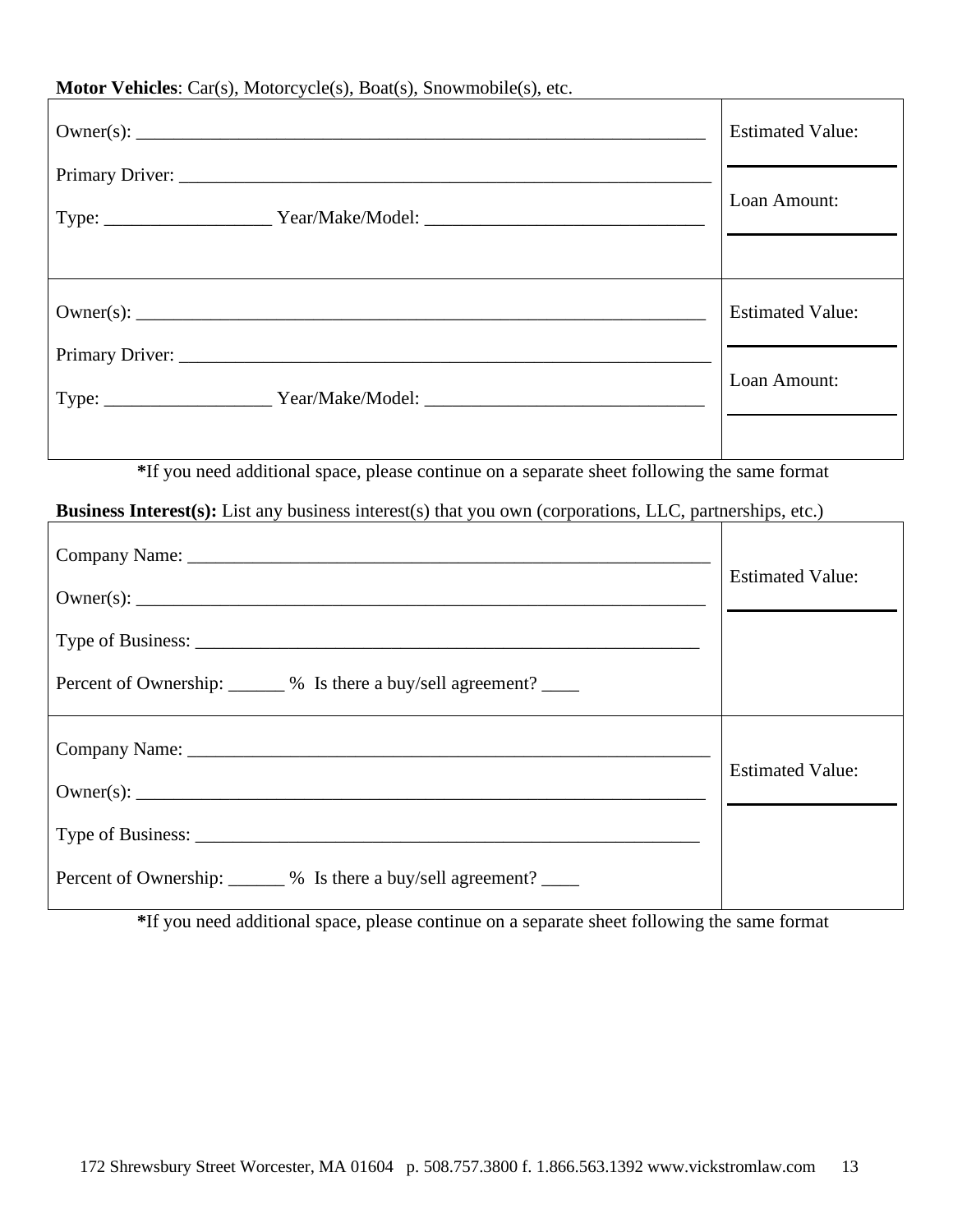**Motor Vehicles**: Car(s), Motorcycle(s), Boat(s), Snowmobile(s), etc.

| | |
|---|---|
| Owner(s): ______________________________________________________________<br><br>Primary Driver: __________________________________________________________<br><br>Type: _________________ Year/Make/Model: ______________________________ | Estimated Value:<br>________________<br><br>Loan Amount:<br>________________ |
| Owner(s): ______________________________________________________________<br><br>Primary Driver: __________________________________________________________<br><br>Type: _________________ Year/Make/Model: ______________________________ | Estimated Value:<br>________________<br><br>Loan Amount:<br>________________ |

**\***If you need additional space, please continue on a separate sheet following the same format

**Business Interest(s):** List any business interest(s) that you own (corporations, LLC, partnerships, etc.)

| | |
|---|---|
| Company Name: __________________________________________________________<br><br>Owner(s): ______________________________________________________________<br><br>Type of Business: _______________________________________________________<br><br>Percent of Ownership: ______ % Is there a buy/sell agreement? ____ | Estimated Value:<br>________________ |
| Company Name: __________________________________________________________<br><br>Owner(s): ______________________________________________________________<br><br>Type of Business: _______________________________________________________<br><br>Percent of Ownership: ______ % Is there a buy/sell agreement? ____ | Estimated Value:<br>________________ |

**\***If you need additional space, please continue on a separate sheet following the same format

172 Shrewsbury Street Worcester, MA 01604 p. 508.757.3800 f. 1.866.563.1392 www.vickstromlaw.com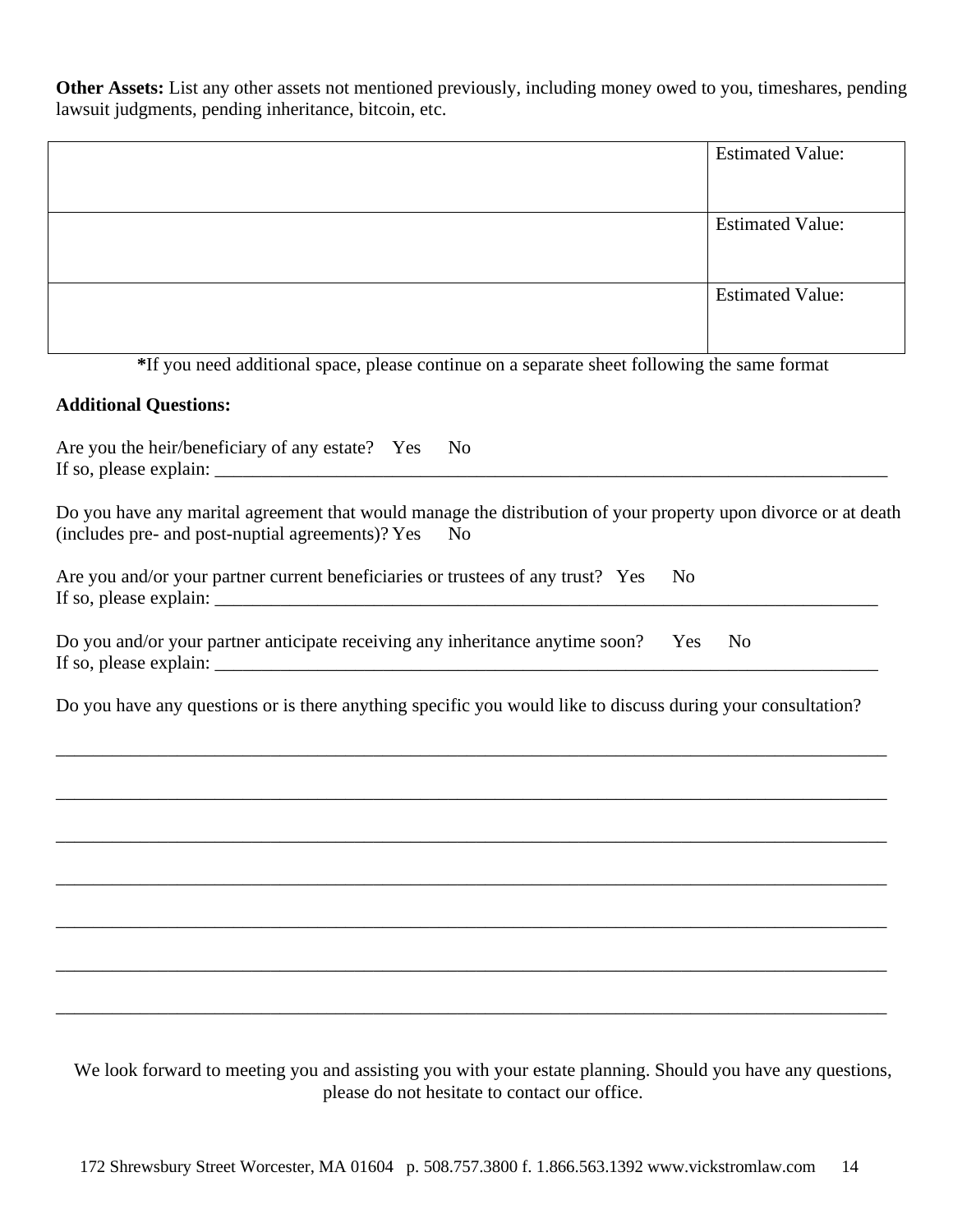**Other Assets:** List any other assets not mentioned previously, including money owed to you, timeshares, pending lawsuit judgments, pending inheritance, bitcoin, etc.

| | |
|---|---|
| | Estimated Value: |
| | Estimated Value: |
| | Estimated Value: |

***If you need additional space, please continue on a separate sheet following the same format**

**Additional Questions:**

Are you the heir/beneficiary of any estate? Yes No
If so, please explain: ___________________________________________________________________________

Do you have any marital agreement that would manage the distribution of your property upon divorce or at death (includes pre- and post-nuptial agreements)? Yes No

Are you and/or your partner current beneficiaries or trustees of any trust? Yes No
If so, please explain: ___________________________________________________________________________

Do you and/or your partner anticipate receiving any inheritance anytime soon? Yes No
If so, please explain: ___________________________________________________________________________

Do you have any questions or is there anything specific you would like to discuss during your consultation?

_____________________________________________________________________________________________

_____________________________________________________________________________________________

_____________________________________________________________________________________________

_____________________________________________________________________________________________

_____________________________________________________________________________________________

_____________________________________________________________________________________________

_____________________________________________________________________________________________

We look forward to meeting you and assisting you with your estate planning. Should you have any questions, please do not hesitate to contact our office.

172 Shrewsbury Street Worcester, MA 01604 p. 508.757.3800 f. 1.866.563.1392 www.vickstromlaw.com